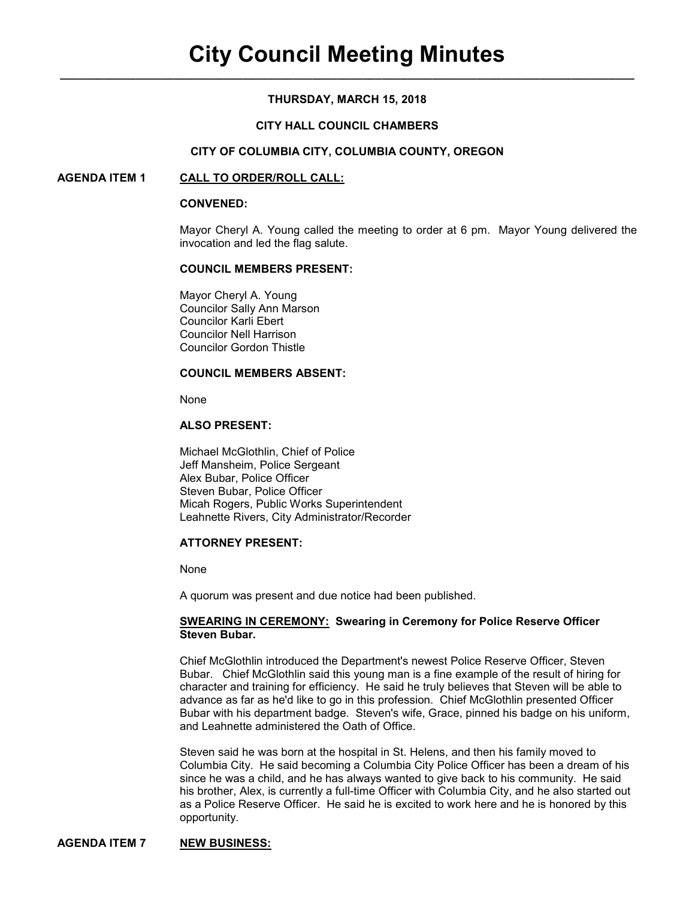# City Council Meeting Minutes

**THURSDAY, MARCH 15, 2018**

**CITY HALL COUNCIL CHAMBERS**

**CITY OF COLUMBIA CITY, COLUMBIA COUNTY, OREGON**

## AGENDA ITEM 1 CALL TO ORDER/ROLL CALL:

**CONVENED:**

Mayor Cheryl A. Young called the meeting to order at 6 pm. Mayor Young delivered the invocation and led the flag salute.

**COUNCIL MEMBERS PRESENT:**

Mayor Cheryl A. Young
Councilor Sally Ann Marson
Councilor Karli Ebert
Councilor Nell Harrison
Councilor Gordon Thistle

**COUNCIL MEMBERS ABSENT:**

None

**ALSO PRESENT:**

Michael McGlothlin, Chief of Police
Jeff Mansheim, Police Sergeant
Alex Bubar, Police Officer
Steven Bubar, Police Officer
Micah Rogers, Public Works Superintendent
Leahnette Rivers, City Administrator/Recorder

**ATTORNEY PRESENT:**

None

A quorum was present and due notice had been published.

**SWEARING IN CEREMONY: Swearing in Ceremony for Police Reserve Officer Steven Bubar.**

Chief McGlothlin introduced the Department's newest Police Reserve Officer, Steven Bubar. Chief McGlothlin said this young man is a fine example of the result of hiring for character and training for efficiency. He said he truly believes that Steven will be able to advance as far as he'd like to go in this profession. Chief McGlothlin presented Officer Bubar with his department badge. Steven's wife, Grace, pinned his badge on his uniform, and Leahnette administered the Oath of Office.

Steven said he was born at the hospital in St. Helens, and then his family moved to Columbia City. He said becoming a Columbia City Police Officer has been a dream of his since he was a child, and he has always wanted to give back to his community. He said his brother, Alex, is currently a full-time Officer with Columbia City, and he also started out as a Police Reserve Officer. He said he is excited to work here and he is honored by this opportunity.

## AGENDA ITEM 7 NEW BUSINESS: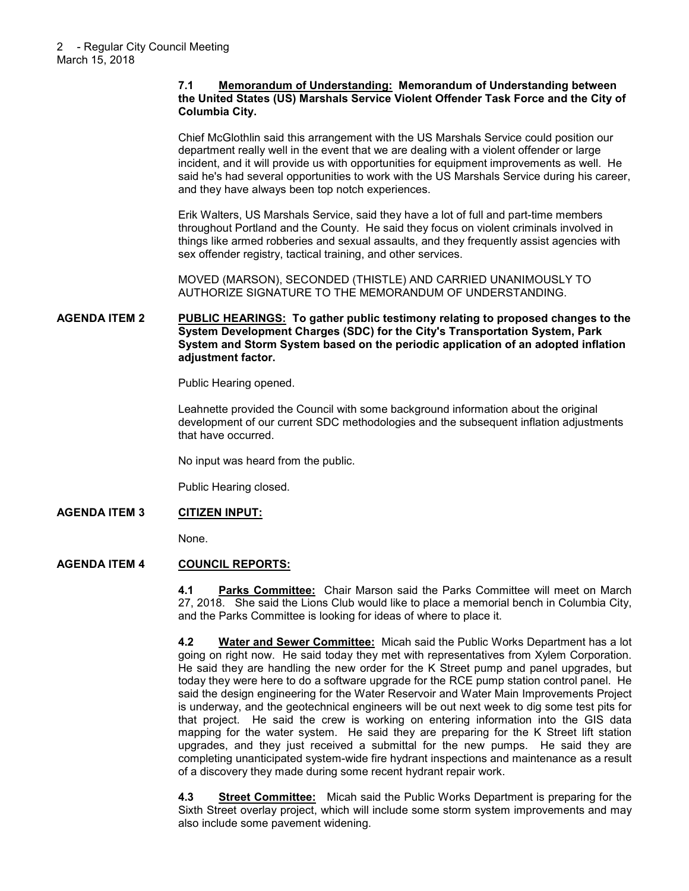**7.1 Memorandum of Understanding: Memorandum of Understanding between the United States (US) Marshals Service Violent Offender Task Force and the City of Columbia City.**

Chief McGlothlin said this arrangement with the US Marshals Service could position our department really well in the event that we are dealing with a violent offender or large incident, and it will provide us with opportunities for equipment improvements as well. He said he's had several opportunities to work with the US Marshals Service during his career, and they have always been top notch experiences.

Erik Walters, US Marshals Service, said they have a lot of full and part-time members throughout Portland and the County. He said they focus on violent criminals involved in things like armed robberies and sexual assaults, and they frequently assist agencies with sex offender registry, tactical training, and other services.

MOVED (MARSON), SECONDED (THISTLE) AND CARRIED UNANIMOUSLY TO AUTHORIZE SIGNATURE TO THE MEMORANDUM OF UNDERSTANDING.

**AGENDA ITEM 2 PUBLIC HEARINGS: To gather public testimony relating to proposed changes to the System Development Charges (SDC) for the City's Transportation System, Park System and Storm System based on the periodic application of an adopted inflation adjustment factor.**

Public Hearing opened.

Leahnette provided the Council with some background information about the original development of our current SDC methodologies and the subsequent inflation adjustments that have occurred.

No input was heard from the public.

Public Hearing closed.

**AGENDA ITEM 3 CITIZEN INPUT:**

None.

**AGENDA ITEM 4 COUNCIL REPORTS:**

**4.1 Parks Committee:** Chair Marson said the Parks Committee will meet on March 27, 2018. She said the Lions Club would like to place a memorial bench in Columbia City, and the Parks Committee is looking for ideas of where to place it.

**4.2 Water and Sewer Committee:** Micah said the Public Works Department has a lot going on right now. He said today they met with representatives from Xylem Corporation. He said they are handling the new order for the K Street pump and panel upgrades, but today they were here to do a software upgrade for the RCE pump station control panel. He said the design engineering for the Water Reservoir and Water Main Improvements Project is underway, and the geotechnical engineers will be out next week to dig some test pits for that project. He said the crew is working on entering information into the GIS data mapping for the water system. He said they are preparing for the K Street lift station upgrades, and they just received a submittal for the new pumps. He said they are completing unanticipated system-wide fire hydrant inspections and maintenance as a result of a discovery they made during some recent hydrant repair work.

**4.3 Street Committee:** Micah said the Public Works Department is preparing for the Sixth Street overlay project, which will include some storm system improvements and may also include some pavement widening.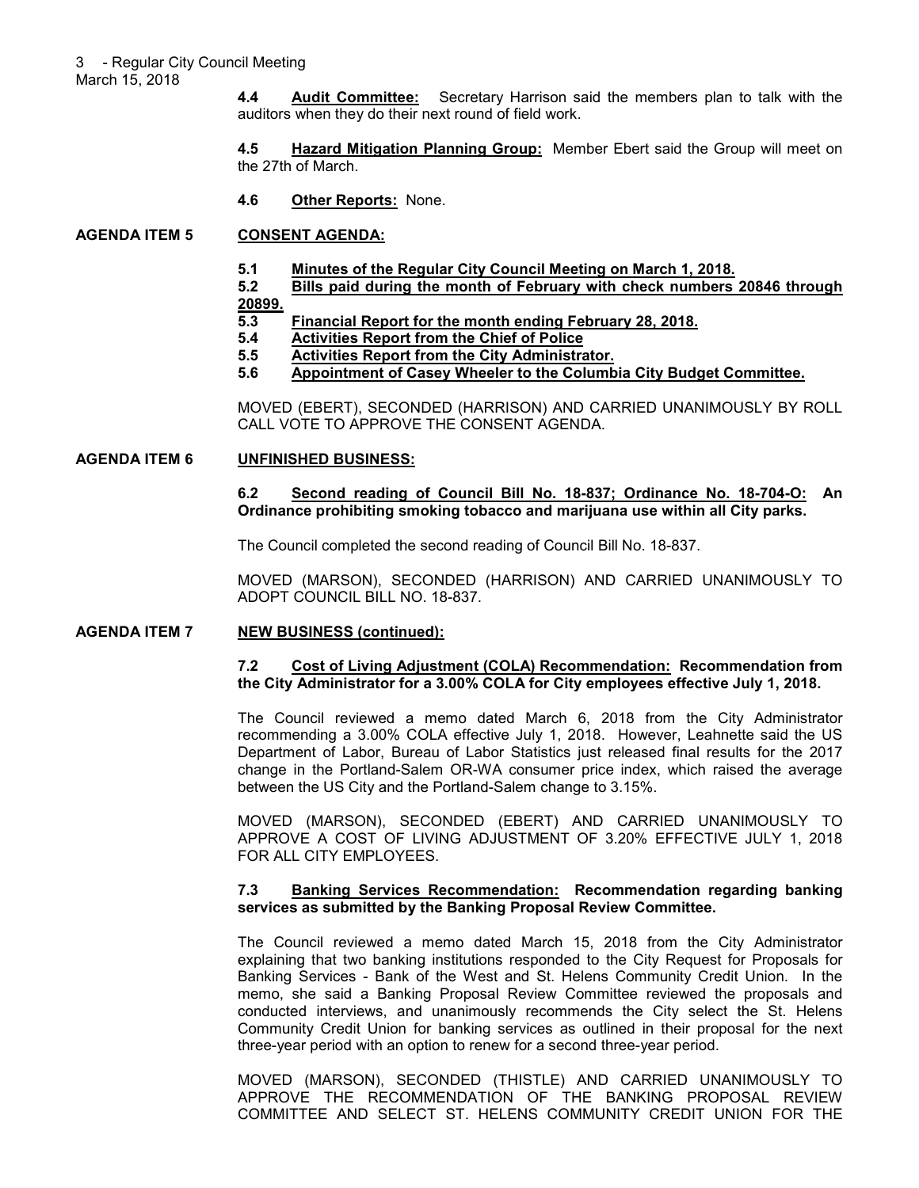**4.4 Audit Committee:** Secretary Harrison said the members plan to talk with the auditors when they do their next round of field work.

**4.5 Hazard Mitigation Planning Group:** Member Ebert said the Group will meet on the 27th of March.

**4.6 Other Reports:** None.

## AGENDA ITEM 5 CONSENT AGENDA:

**5.1 Minutes of the Regular City Council Meeting on March 1, 2018.**

**5.2 Bills paid during the month of February with check numbers 20846 through 20899.**

**5.3 Financial Report for the month ending February 28, 2018.**

**5.4 Activities Report from the Chief of Police**

**5.5 Activities Report from the City Administrator.**

**5.6 Appointment of Casey Wheeler to the Columbia City Budget Committee.**

MOVED (EBERT), SECONDED (HARRISON) AND CARRIED UNANIMOUSLY BY ROLL CALL VOTE TO APPROVE THE CONSENT AGENDA.

## AGENDA ITEM 6 UNFINISHED BUSINESS:

**6.2 Second reading of Council Bill No. 18-837; Ordinance No. 18-704-O: An Ordinance prohibiting smoking tobacco and marijuana use within all City parks.**

The Council completed the second reading of Council Bill No. 18-837.

MOVED (MARSON), SECONDED (HARRISON) AND CARRIED UNANIMOUSLY TO ADOPT COUNCIL BILL NO. 18-837.

## AGENDA ITEM 7 NEW BUSINESS (continued):

**7.2 Cost of Living Adjustment (COLA) Recommendation: Recommendation from the City Administrator for a 3.00% COLA for City employees effective July 1, 2018.**

The Council reviewed a memo dated March 6, 2018 from the City Administrator recommending a 3.00% COLA effective July 1, 2018. However, Leahnette said the US Department of Labor, Bureau of Labor Statistics just released final results for the 2017 change in the Portland-Salem OR-WA consumer price index, which raised the average between the US City and the Portland-Salem change to 3.15%.

MOVED (MARSON), SECONDED (EBERT) AND CARRIED UNANIMOUSLY TO APPROVE A COST OF LIVING ADJUSTMENT OF 3.20% EFFECTIVE JULY 1, 2018 FOR ALL CITY EMPLOYEES.

**7.3 Banking Services Recommendation: Recommendation regarding banking services as submitted by the Banking Proposal Review Committee.**

The Council reviewed a memo dated March 15, 2018 from the City Administrator explaining that two banking institutions responded to the City Request for Proposals for Banking Services - Bank of the West and St. Helens Community Credit Union. In the memo, she said a Banking Proposal Review Committee reviewed the proposals and conducted interviews, and unanimously recommends the City select the St. Helens Community Credit Union for banking services as outlined in their proposal for the next three-year period with an option to renew for a second three-year period.

MOVED (MARSON), SECONDED (THISTLE) AND CARRIED UNANIMOUSLY TO APPROVE THE RECOMMENDATION OF THE BANKING PROPOSAL REVIEW COMMITTEE AND SELECT ST. HELENS COMMUNITY CREDIT UNION FOR THE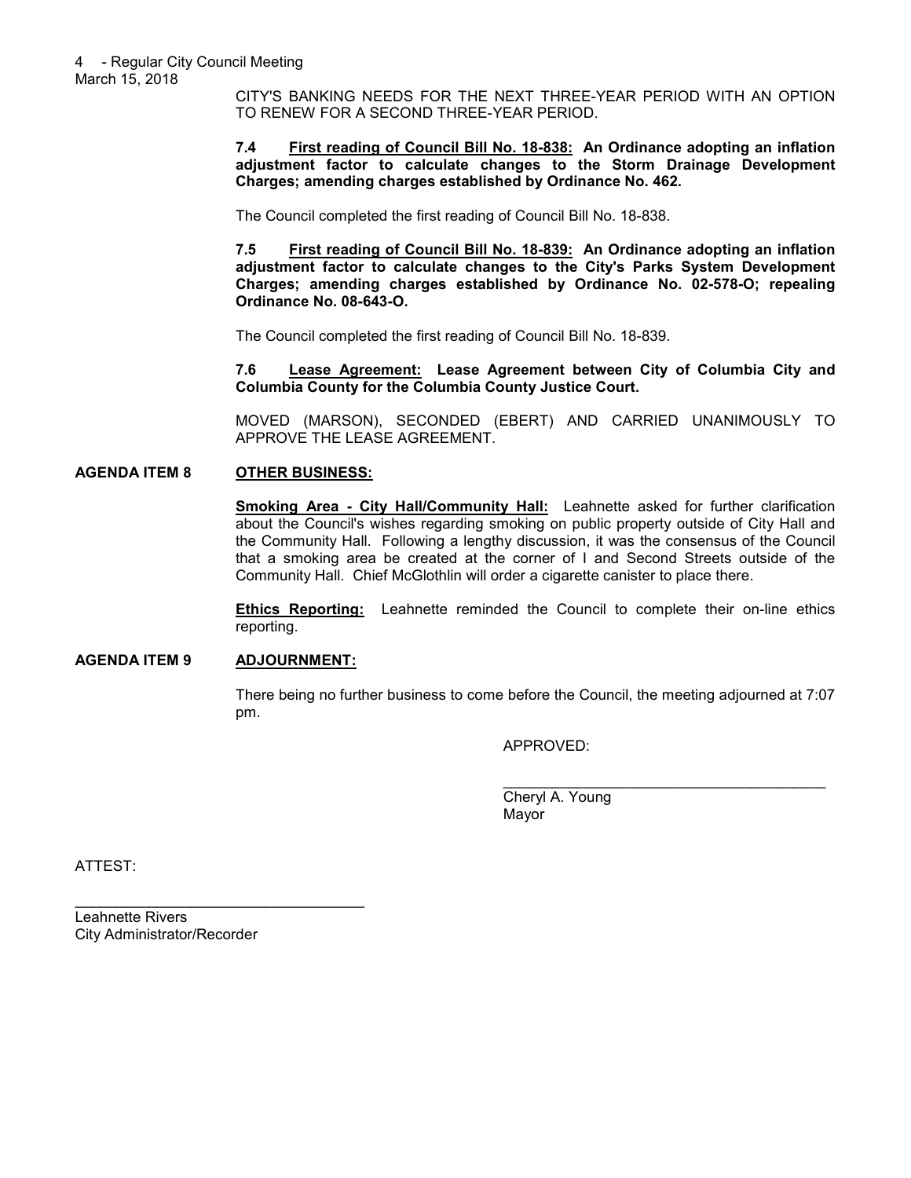CITY'S BANKING NEEDS FOR THE NEXT THREE-YEAR PERIOD WITH AN OPTION TO RENEW FOR A SECOND THREE-YEAR PERIOD.

**7.4 First reading of Council Bill No. 18-838: An Ordinance adopting an inflation adjustment factor to calculate changes to the Storm Drainage Development Charges; amending charges established by Ordinance No. 462.**

The Council completed the first reading of Council Bill No. 18-838.

**7.5 First reading of Council Bill No. 18-839: An Ordinance adopting an inflation adjustment factor to calculate changes to the City's Parks System Development Charges; amending charges established by Ordinance No. 02-578-O; repealing Ordinance No. 08-643-O.**

The Council completed the first reading of Council Bill No. 18-839.

**7.6 Lease Agreement: Lease Agreement between City of Columbia City and Columbia County for the Columbia County Justice Court.**

MOVED (MARSON), SECONDED (EBERT) AND CARRIED UNANIMOUSLY TO APPROVE THE LEASE AGREEMENT.

**AGENDA ITEM 8 OTHER BUSINESS:**

**Smoking Area - City Hall/Community Hall:** Leahnette asked for further clarification about the Council's wishes regarding smoking on public property outside of City Hall and the Community Hall. Following a lengthy discussion, it was the consensus of the Council that a smoking area be created at the corner of I and Second Streets outside of the Community Hall. Chief McGlothlin will order a cigarette canister to place there.

**Ethics Reporting:** Leahnette reminded the Council to complete their on-line ethics reporting.

**AGENDA ITEM 9 ADJOURNMENT:**

There being no further business to come before the Council, the meeting adjourned at 7:07 pm.

APPROVED:

\_\_\_\_\_\_\_\_\_\_\_\_\_\_\_\_\_\_\_\_\_\_\_\_\_\_\_\_\_\_\_\_\_\_\_\_\_\_\_\_

Cheryl A. Young
Mayor

ATTEST:

\_\_\_\_\_\_\_\_\_\_\_\_\_\_\_\_\_\_\_\_\_\_\_\_\_\_\_\_\_\_\_\_\_\_\_\_

Leahnette Rivers
City Administrator/Recorder